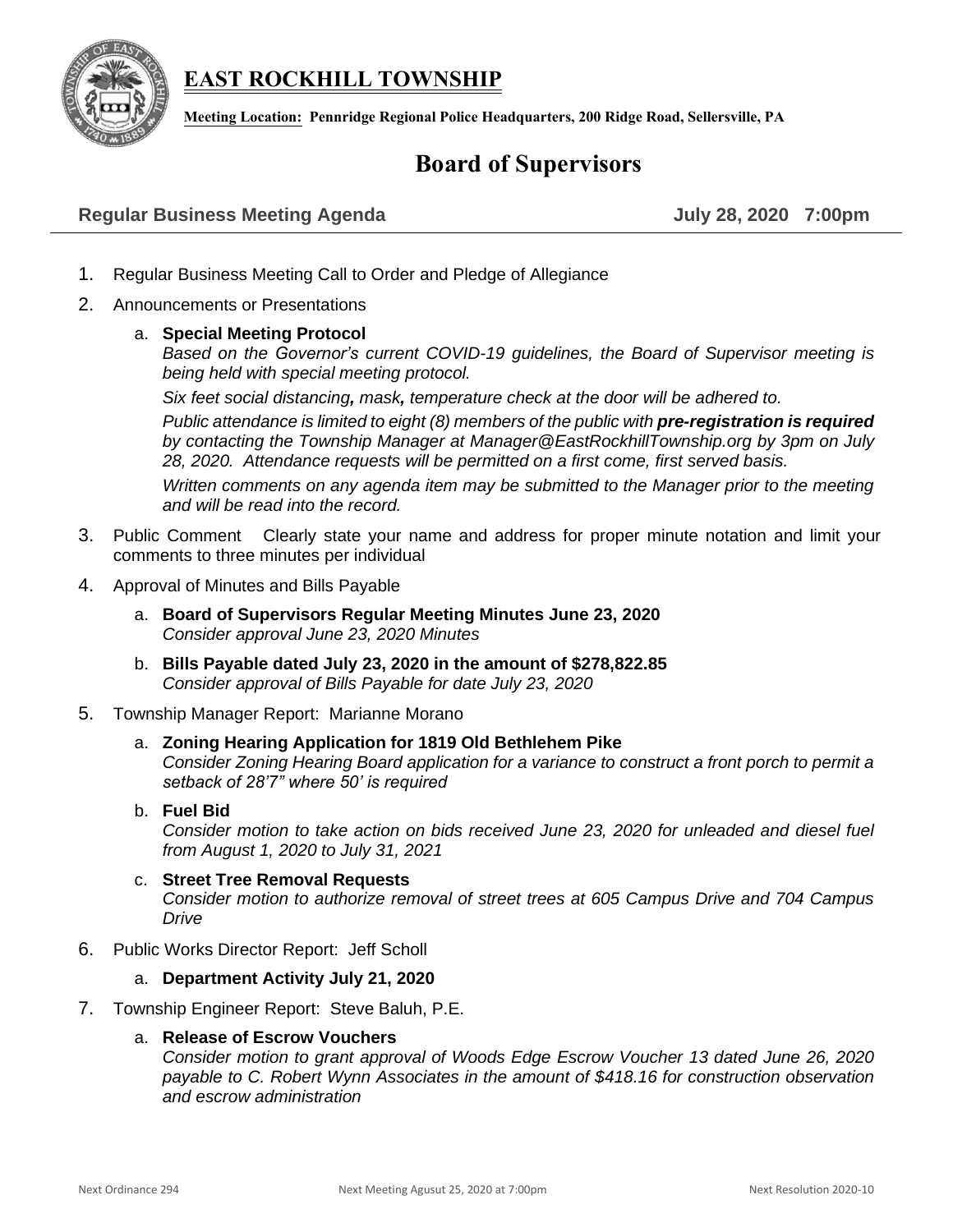# EAST ROCKHILL TOWNSHIP

**Meeting Location:** **Pennridge Regional Police Headquarters, 200 Ridge Road, Sellersville, PA**

## Board of Supervisors

**Regular Business Meeting Agenda** **July 28, 2020 7:00pm**

1. Regular Business Meeting Call to Order and Pledge of Allegiance
2. Announcements or Presentations
   a. **Special Meeting Protocol**
      *Based on the Governor's current COVID-19 guidelines, the Board of Supervisor meeting is being held with special meeting protocol.*
      *Six feet social distancing, mask, temperature check at the door will be adhered to.*
      *Public attendance is limited to eight (8) members of the public with **pre-registration is required** by contacting the Township Manager at Manager@EastRockhillTownship.org by 3pm on July 28, 2020. Attendance requests will be permitted on a first come, first served basis.*
      *Written comments on any agenda item may be submitted to the Manager prior to the meeting and will be read into the record.*
3. Public Comment Clearly state your name and address for proper minute notation and limit your comments to three minutes per individual
4. Approval of Minutes and Bills Payable
   a. **Board of Supervisors Regular Meeting Minutes June 23, 2020**
      *Consider approval June 23, 2020 Minutes*
   b. **Bills Payable dated July 23, 2020 in the amount of $278,822.85**
      *Consider approval of Bills Payable for date July 23, 2020*
5. Township Manager Report: Marianne Morano
   a. **Zoning Hearing Application for 1819 Old Bethlehem Pike**
      *Consider Zoning Hearing Board application for a variance to construct a front porch to permit a setback of 28'7" where 50' is required*
   b. **Fuel Bid**
      *Consider motion to take action on bids received June 23, 2020 for unleaded and diesel fuel from August 1, 2020 to July 31, 2021*
   c. **Street Tree Removal Requests**
      *Consider motion to authorize removal of street trees at 605 Campus Drive and 704 Campus Drive*
6. Public Works Director Report: Jeff Scholl
   a. **Department Activity July 21, 2020**
7. Township Engineer Report: Steve Baluh, P.E.
   a. **Release of Escrow Vouchers**
      *Consider motion to grant approval of Woods Edge Escrow Voucher 13 dated June 26, 2020 payable to C. Robert Wynn Associates in the amount of $418.16 for construction observation and escrow administration*

Next Ordinance 294 Next Meeting Agusut 25, 2020 at 7:00pm Next Resolution 2020-10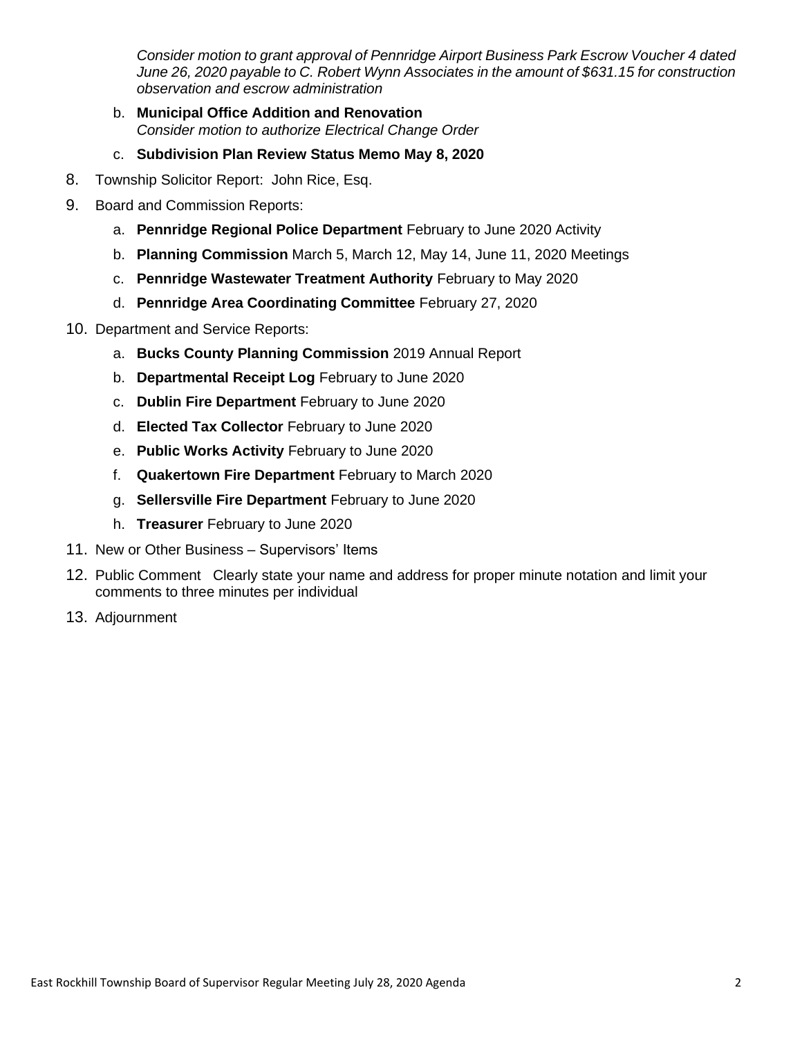*Consider motion to grant approval of Pennridge Airport Business Park Escrow Voucher 4 dated June 26, 2020 payable to C. Robert Wynn Associates in the amount of $631.15 for construction observation and escrow administration*

   b. **Municipal Office Addition and Renovation**
   *Consider motion to authorize Electrical Change Order*

   c. **Subdivision Plan Review Status Memo May 8, 2020**

8. Township Solicitor Report: John Rice, Esq.
9. Board and Commission Reports:
   a. **Pennridge Regional Police Department** February to June 2020 Activity
   b. **Planning Commission** March 5, March 12, May 14, June 11, 2020 Meetings
   c. **Pennridge Wastewater Treatment Authority** February to May 2020
   d. **Pennridge Area Coordinating Committee** February 27, 2020
10. Department and Service Reports:
    a. **Bucks County Planning Commission** 2019 Annual Report
    b. **Departmental Receipt Log** February to June 2020
    c. **Dublin Fire Department** February to June 2020
    d. **Elected Tax Collector** February to June 2020
    e. **Public Works Activity** February to June 2020
    f. **Quakertown Fire Department** February to March 2020
    g. **Sellersville Fire Department** February to June 2020
    h. **Treasurer** February to June 2020
11. New or Other Business – Supervisors' Items
12. Public Comment Clearly state your name and address for proper minute notation and limit your comments to three minutes per individual
13. Adjournment